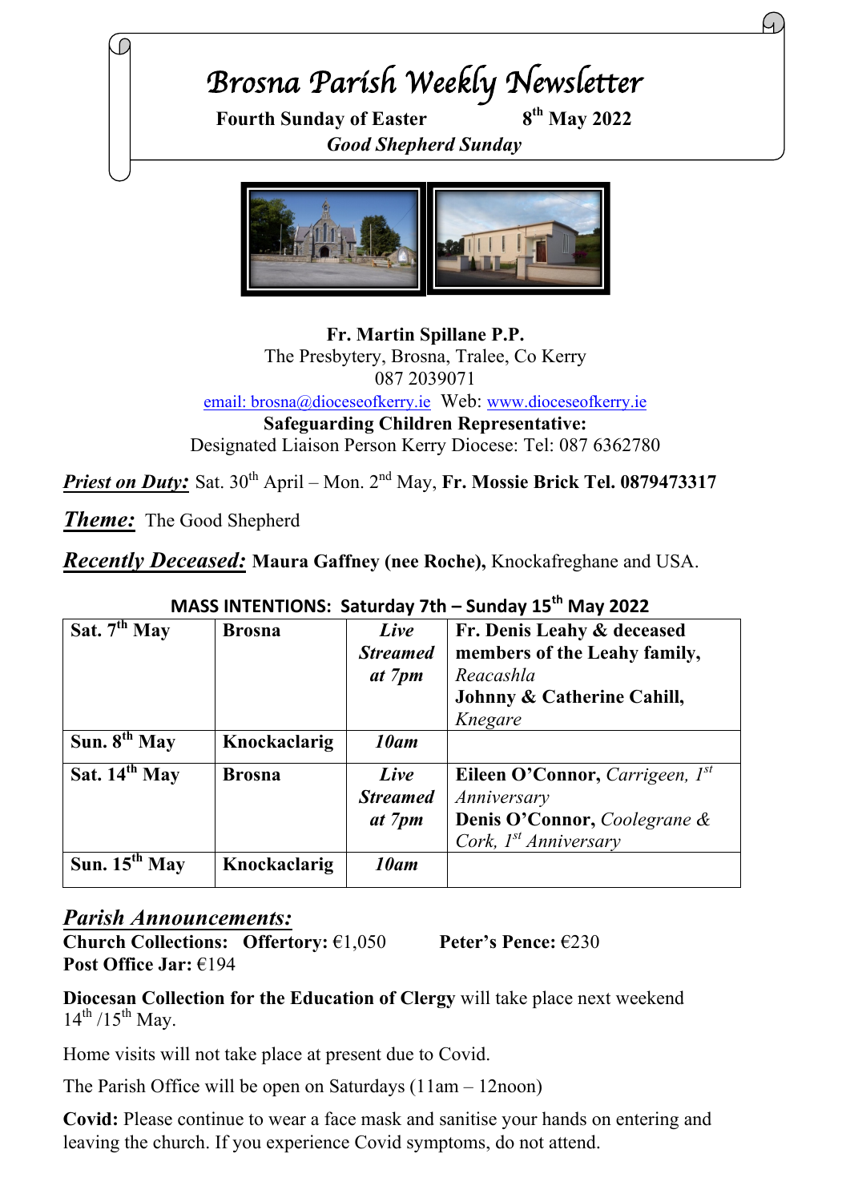# *Brosna Parish Weekly Newsletter*

**Fourth Sunday of Easter** **8th May 2022**

***Good Shepherd Sunday***

**Fr. Martin Spillane P.P.**
The Presbytery, Brosna, Tralee, Co Kerry
087 2039071
email: brosna@dioceseofkerry.ie Web: www.dioceseofkerry.ie
**Safeguarding Children Representative:**
Designated Liaison Person Kerry Diocese: Tel: 087 6362780

***Priest on Duty:*** Sat. 30th April – Mon. 2nd May, **Fr. Mossie Brick Tel. 0879473317**

***Theme:*** The Good Shepherd

***Recently Deceased:*** **Maura Gaffney (nee Roche),** Knockafreghane and USA.

**MASS INTENTIONS: Saturday 7th – Sunday 15th May 2022**

| | | | |
|---|---|---|---|
| **Sat. 7th May** | **Brosna** | ***Live Streamed at 7pm*** | **Fr. Denis Leahy & deceased members of the Leahy family,** *Reacashla* **Johnny & Catherine Cahill,** *Knegare* |
| **Sun. 8th May** | **Knockaclarig** | ***10am*** | |
| **Sat. 14th May** | **Brosna** | ***Live Streamed at 7pm*** | **Eileen O'Connor,** *Carrigeen, 1st Anniversary* **Denis O'Connor,** *Coolegrane & Cork, 1st Anniversary* |
| **Sun. 15th May** | **Knockaclarig** | ***10am*** | |

## ***Parish Announcements:***

**Church Collections: Offertory:** €1,050 **Peter's Pence:** €230
**Post Office Jar:** €194

**Diocesan Collection for the Education of Clergy** will take place next weekend 14th /15th May.

Home visits will not take place at present due to Covid.

The Parish Office will be open on Saturdays (11am – 12noon)

**Covid:** Please continue to wear a face mask and sanitise your hands on entering and leaving the church. If you experience Covid symptoms, do not attend.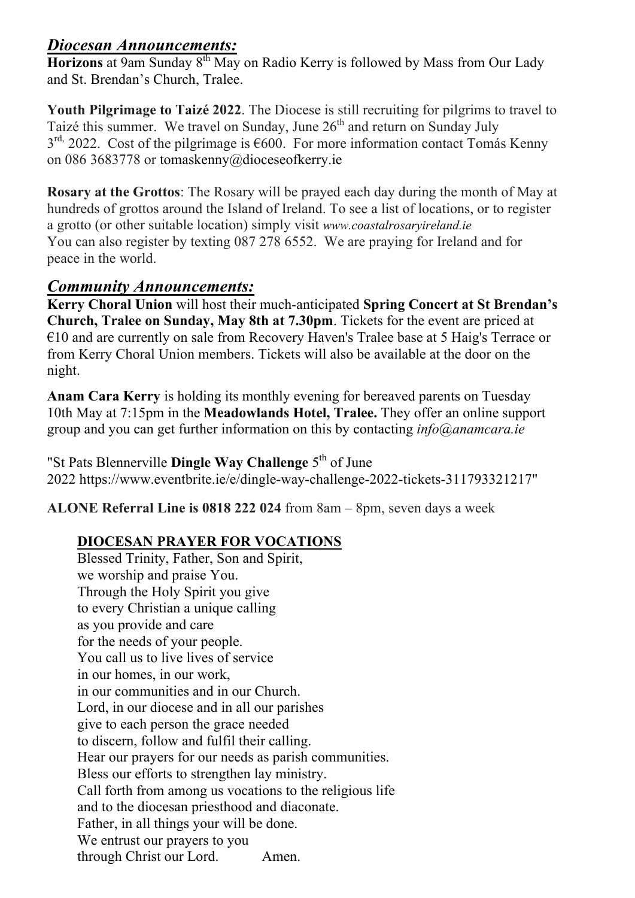## ***Diocesan Announcements:***

**Horizons** at 9am Sunday 8th May on Radio Kerry is followed by Mass from Our Lady and St. Brendan's Church, Tralee.

**Youth Pilgrimage to Taizé 2022**. The Diocese is still recruiting for pilgrims to travel to Taizé this summer. We travel on Sunday, June 26th and return on Sunday July 3rd, 2022. Cost of the pilgrimage is €600. For more information contact Tomás Kenny on 086 3683778 or tomaskenny@dioceseofkerry.ie

**Rosary at the Grottos**: The Rosary will be prayed each day during the month of May at hundreds of grottos around the Island of Ireland. To see a list of locations, or to register a grotto (or other suitable location) simply visit *www.coastalrosaryireland.ie*
You can also register by texting 087 278 6552. We are praying for Ireland and for peace in the world.

## ***Community Announcements:***

**Kerry Choral Union** will host their much-anticipated **Spring Concert at St Brendan's Church, Tralee on Sunday, May 8th at 7.30pm**. Tickets for the event are priced at €10 and are currently on sale from Recovery Haven's Tralee base at 5 Haig's Terrace or from Kerry Choral Union members. Tickets will also be available at the door on the night.

**Anam Cara Kerry** is holding its monthly evening for bereaved parents on Tuesday 10th May at 7:15pm in the **Meadowlands Hotel, Tralee.** They offer an online support group and you can get further information on this by contacting *info@anamcara.ie*

"St Pats Blennerville **Dingle Way Challenge** 5th of June 2022 https://www.eventbrite.ie/e/dingle-way-challenge-2022-tickets-311793321217"

**ALONE Referral Line is 0818 222 024** from 8am – 8pm, seven days a week

### **DIOCESAN PRAYER FOR VOCATIONS**

Blessed Trinity, Father, Son and Spirit,
we worship and praise You.
Through the Holy Spirit you give
to every Christian a unique calling
as you provide and care
for the needs of your people.
You call us to live lives of service
in our homes, in our work,
in our communities and in our Church.
Lord, in our diocese and in all our parishes
give to each person the grace needed
to discern, follow and fulfil their calling.
Hear our prayers for our needs as parish communities.
Bless our efforts to strengthen lay ministry.
Call forth from among us vocations to the religious life
and to the diocesan priesthood and diaconate.
Father, in all things your will be done.
We entrust our prayers to you
through Christ our Lord. Amen.